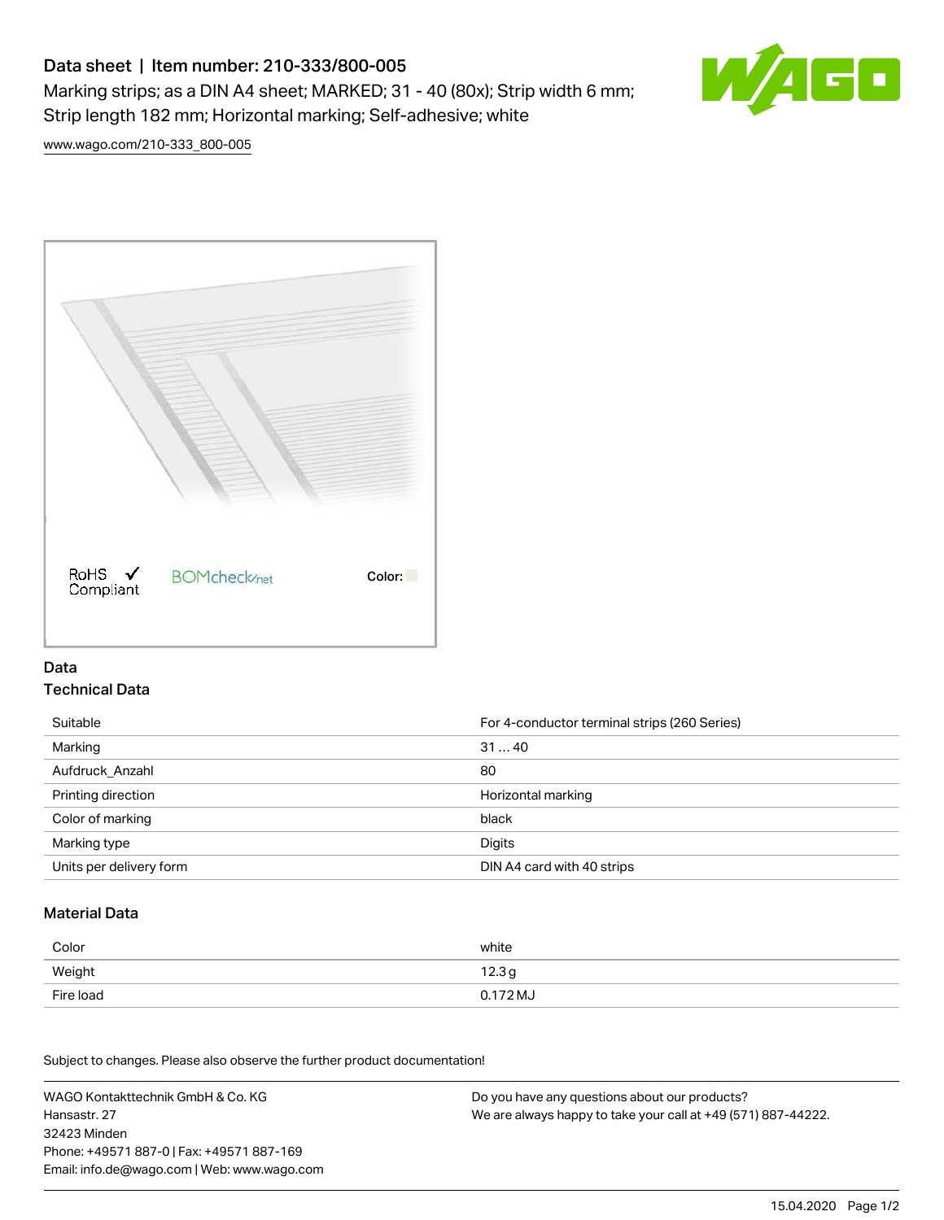# Data sheet | Item number: 210-333/800-005

Marking strips; as a DIN A4 sheet; MARKED; 31 - 40 (80x); Strip width 6 mm; Strip length 182 mm; Horizontal marking; Self-adhesive; white

[www.wago.com/210-333_800-005](www.wago.com/210-333_800-005)

RoHS ✓ Compliant    BOMcheck.net    Color:

## Data

### Technical Data

| | |
|---|---|
| Suitable | For 4-conductor terminal strips (260 Series) |
| Marking | 31 … 40 |
| Aufdruck_Anzahl | 80 |
| Printing direction | Horizontal marking |
| Color of marking | black |
| Marking type | Digits |
| Units per delivery form | DIN A4 card with 40 strips |

### Material Data

| | |
|---|---|
| Color | white |
| Weight | 12.3 g |
| Fire load | 0.172 MJ |

Subject to changes. Please also observe the further product documentation!

WAGO Kontakttechnik GmbH & Co. KG
Hansastr. 27
32423 Minden
Phone: +49571 887-0 | Fax: +49571 887-169
Email: info.de@wago.com | Web: www.wago.com

Do you have any questions about our products?
We are always happy to take your call at +49 (571) 887-44222.

15.04.2020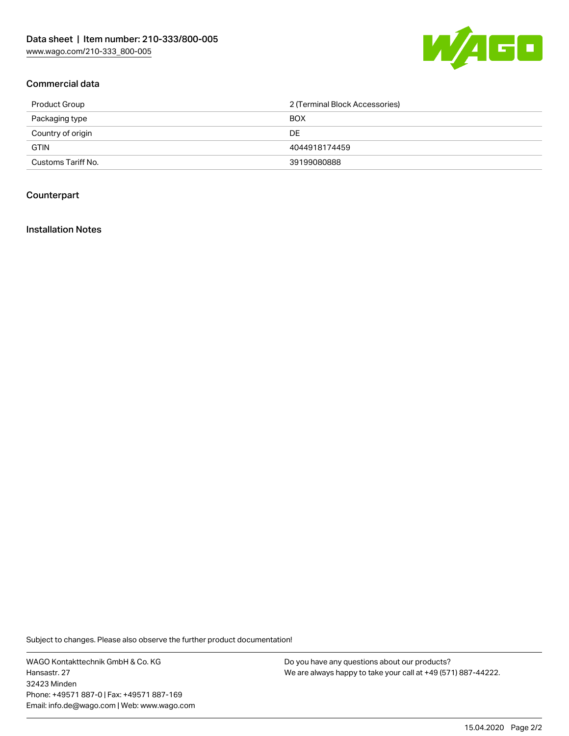## Commercial data

| | |
|---|---|
| Product Group | 2 (Terminal Block Accessories) |
| Packaging type | BOX |
| Country of origin | DE |
| GTIN | 4044918174459 |
| Customs Tariff No. | 39199080888 |

## Counterpart

## Installation Notes

Subject to changes. Please also observe the further product documentation!

WAGO Kontakttechnik GmbH & Co. KG
Hansastr. 27
32423 Minden
Phone: +49571 887-0 | Fax: +49571 887-169
Email: info.de@wago.com | Web: www.wago.com

Do you have any questions about our products?
We are always happy to take your call at +49 (571) 887-44222.